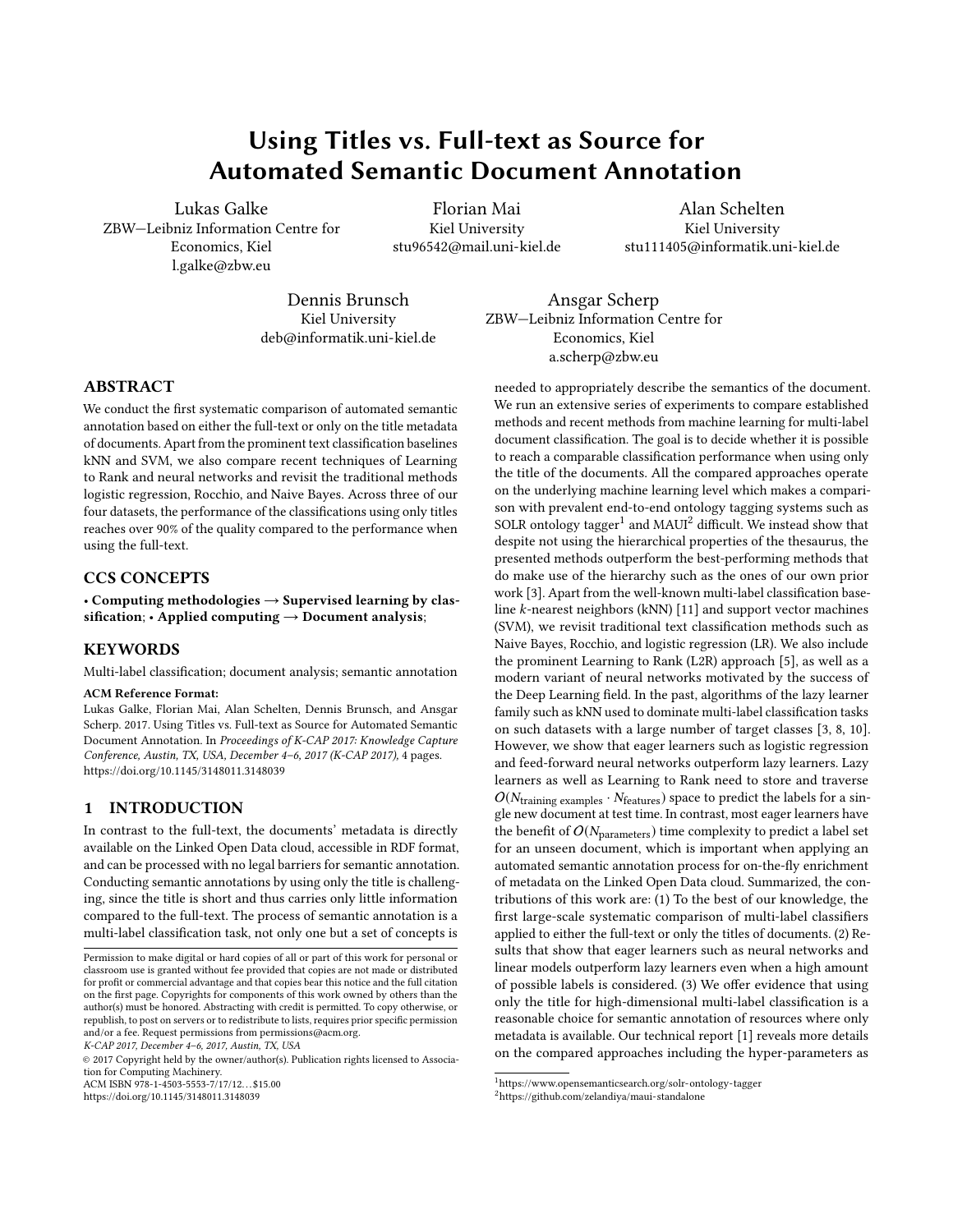# Using Titles vs. Full-text as Source for Automated Semantic Document Annotation

Lukas Galke
ZBW—Leibniz Information Centre for Economics, Kiel
l.galke@zbw.eu

Florian Mai
Kiel University
stu96542@mail.uni-kiel.de

Alan Schelten
Kiel University
stu111405@informatik.uni-kiel.de

Dennis Brunsch
Kiel University
deb@informatik.uni-kiel.de

Ansgar Scherp
ZBW—Leibniz Information Centre for Economics, Kiel
a.scherp@zbw.eu

## ABSTRACT

We conduct the first systematic comparison of automated semantic annotation based on either the full-text or only on the title metadata of documents. Apart from the prominent text classification baselines kNN and SVM, we also compare recent techniques of Learning to Rank and neural networks and revisit the traditional methods logistic regression, Rocchio, and Naive Bayes. Across three of our four datasets, the performance of the classifications using only titles reaches over 90% of the quality compared to the performance when using the full-text.

## CCS CONCEPTS

• **Computing methodologies → Supervised learning by classification**; • **Applied computing → Document analysis**;

## KEYWORDS

Multi-label classification; document analysis; semantic annotation

**ACM Reference Format:**
Lukas Galke, Florian Mai, Alan Schelten, Dennis Brunsch, and Ansgar Scherp. 2017. Using Titles vs. Full-text as Source for Automated Semantic Document Annotation. In *Proceedings of K-CAP 2017: Knowledge Capture Conference, Austin, TX, USA, December 4–6, 2017 (K-CAP 2017)*, 4 pages. https://doi.org/10.1145/3148011.3148039

## 1 INTRODUCTION

In contrast to the full-text, the documents' metadata is directly available on the Linked Open Data cloud, accessible in RDF format, and can be processed with no legal barriers for semantic annotation. Conducting semantic annotations by using only the title is challenging, since the title is short and thus carries only little information compared to the full-text. The process of semantic annotation is a multi-label classification task, not only one but a set of concepts is needed to appropriately describe the semantics of the document. We run an extensive series of experiments to compare established methods and recent methods from machine learning for multi-label document classification. The goal is to decide whether it is possible to reach a comparable classification performance when using only the title of the documents. All the compared approaches operate on the underlying machine learning level which makes a comparison with prevalent end-to-end ontology tagging systems such as SOLR ontology tagger[1] and MAUI[2] difficult. We instead show that despite not using the hierarchical properties of the thesaurus, the presented methods outperform the best-performing methods that do make use of the hierarchy such as the ones of our own prior work [3]. Apart from the well-known multi-label classification baseline $k$-nearest neighbors (kNN) [11] and support vector machines (SVM), we revisit traditional text classification methods such as Naive Bayes, Rocchio, and logistic regression (LR). We also include the prominent Learning to Rank (L2R) approach [5], as well as a modern variant of neural networks motivated by the success of the Deep Learning field. In the past, algorithms of the lazy learner family such as kNN used to dominate multi-label classification tasks on such datasets with a large number of target classes [3, 8, 10]. However, we show that eager learners such as logistic regression and feed-forward neural networks outperform lazy learners. Lazy learners as well as Learning to Rank need to store and traverse $O(N_{\text{training examples}} \cdot N_{\text{features}})$ space to predict the labels for a single new document at test time. In contrast, most eager learners have the benefit of $O(N_{\text{parameters}})$ time complexity to predict a label set for an unseen document, which is important when applying an automated semantic annotation process for on-the-fly enrichment of metadata on the Linked Open Data cloud. Summarized, the contributions of this work are: (1) To the best of our knowledge, the first large-scale systematic comparison of multi-label classifiers applied to either the full-text or only the titles of documents. (2) Results that show that eager learners such as neural networks and linear models outperform lazy learners even when a high amount of possible labels is considered. (3) We offer evidence that using only the title for high-dimensional multi-label classification is a reasonable choice for semantic annotation of resources where only metadata is available. Our technical report [1] reveals more details on the compared approaches including the hyper-parameters as

Permission to make digital or hard copies of all or part of this work for personal or classroom use is granted without fee provided that copies are not made or distributed for profit or commercial advantage and that copies bear this notice and the full citation on the first page. Copyrights for components of this work owned by others than the author(s) must be honored. Abstracting with credit is permitted. To copy otherwise, or republish, to post on servers or to redistribute to lists, requires prior specific permission and/or a fee. Request permissions from permissions@acm.org.
*K-CAP 2017, December 4–6, 2017, Austin, TX, USA*
© 2017 Copyright held by the owner/author(s). Publication rights licensed to Association for Computing Machinery.
ACM ISBN 978-1-4503-5553-7/17/12…$15.00
https://doi.org/10.1145/3148011.3148039

[1] https://www.opensemanticsearch.org/solr-ontology-tagger
[2] https://github.com/zelandiya/maui-standalone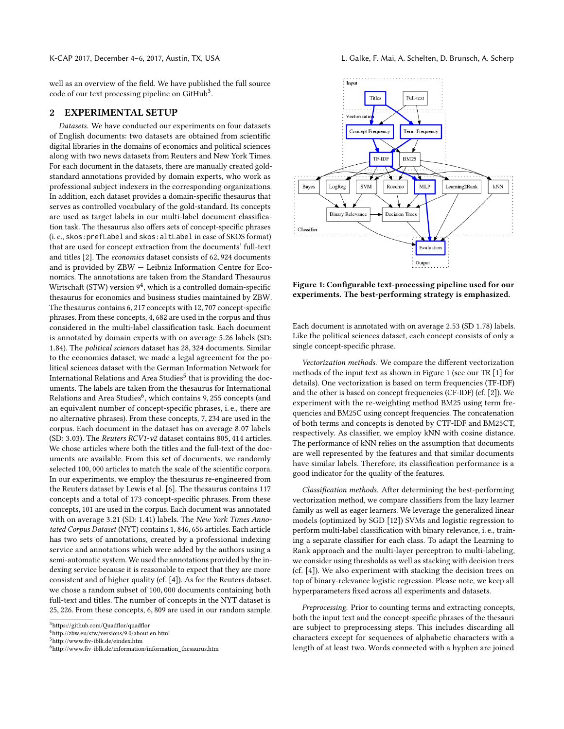well as an overview of the field. We have published the full source code of our text processing pipeline on GitHub[3].

## 2 EXPERIMENTAL SETUP

*Datasets.* We have conducted our experiments on four datasets of English documents: two datasets are obtained from scientific digital libraries in the domains of economics and political sciences along with two news datasets from Reuters and New York Times. For each document in the datasets, there are manually created gold-standard annotations provided by domain experts, who work as professional subject indexers in the corresponding organizations. In addition, each dataset provides a domain-specific thesaurus that serves as controlled vocabulary of the gold-standard. Its concepts are used as target labels in our multi-label document classification task. The thesaurus also offers sets of concept-specific phrases (i. e., `skos:prefLabel` and `skos:altLabel` in case of SKOS format) that are used for concept extraction from the documents' full-text and titles [2]. The *economics* dataset consists of 62, 924 documents and is provided by ZBW — Leibniz Information Centre for Economics. The annotations are taken from the Standard Thesaurus Wirtschaft (STW) version 9[4], which is a controlled domain-specific thesaurus for economics and business studies maintained by ZBW. The thesaurus contains 6, 217 concepts with 12, 707 concept-specific phrases. From these concepts, 4, 682 are used in the corpus and thus considered in the multi-label classification task. Each document is annotated by domain experts with on average 5.26 labels (SD: 1.84). The *political sciences* dataset has 28, 324 documents. Similar to the economics dataset, we made a legal agreement for the political sciences dataset with the German Information Network for International Relations and Area Studies[5] that is providing the documents. The labels are taken from the thesaurus for International Relations and Area Studies[6], which contains 9, 255 concepts (and an equivalent number of concept-specific phrases, i. e., there are no alternative phrases). From these concepts, 7, 234 are used in the corpus. Each document in the dataset has on average 8.07 labels (SD: 3.03). The *Reuters RCV1-v2* dataset contains 805, 414 articles. We chose articles where both the titles and the full-text of the documents are available. From this set of documents, we randomly selected 100, 000 articles to match the scale of the scientific corpora. In our experiments, we employ the thesaurus re-engineered from the Reuters dataset by Lewis et al. [6]. The thesaurus contains 117 concepts and a total of 173 concept-specific phrases. From these concepts, 101 are used in the corpus. Each document was annotated with on average 3.21 (SD: 1.41) labels. The *New York Times Annotated Corpus Dataset* (NYT) contains 1, 846, 656 articles. Each article has two sets of annotations, created by a professional indexing service and annotations which were added by the authors using a semi-automatic system. We used the annotations provided by the indexing service because it is reasonable to expect that they are more consistent and of higher quality (cf. [4]). As for the Reuters dataset, we chose a random subset of 100, 000 documents containing both full-text and titles. The number of concepts in the NYT dataset is 25, 226. From these concepts, 6, 809 are used in our random sample. Each document is annotated with on average 2.53 (SD 1.78) labels. Like the political sciences dataset, each concept consists of only a single concept-specific phrase.

[3] https://github.com/Quadflor/quadflor

[4] http://zbw.eu/stw/versions/9.0/about.en.html

[5] http://www.fiv-iblk.de/eindex.htm

[6] http://www.fiv-iblk.de/information/information_thesaurus.htm

**Figure 1: Configurable text-processing pipeline used for our experiments. The best-performing strategy is emphasized.**

*Vectorization methods.* We compare the different vectorization methods of the input text as shown in Figure 1 (see our TR [1] for details). One vectorization is based on term frequencies (TF-IDF) and the other is based on concept frequencies (CF-IDF) (cf. [2]). We experiment with the re-weighting method BM25 using term frequencies and BM25C using concept frequencies. The concatenation of both terms and concepts is denoted by CTF-IDF and BM25CT, respectively. As classifier, we employ kNN with cosine distance. The performance of kNN relies on the assumption that documents are well represented by the features and that similar documents have similar labels. Therefore, its classification performance is a good indicator for the quality of the features.

*Classification methods.* After determining the best-performing vectorization method, we compare classifiers from the lazy learner family as well as eager learners. We leverage the generalized linear models (optimized by SGD [12]) SVMs and logistic regression to perform multi-label classification with binary relevance, i. e., training a separate classifier for each class. To adapt the Learning to Rank approach and the multi-layer perceptron to multi-labeling, we consider using thresholds as well as stacking with decision trees (cf. [4]). We also experiment with stacking the decision trees on top of binary-relevance logistic regression. Please note, we keep all hyperparameters fixed across all experiments and datasets.

*Preprocessing.* Prior to counting terms and extracting concepts, both the input text and the concept-specific phrases of the thesauri are subject to preprocessing steps. This includes discarding all characters except for sequences of alphabetic characters with a length of at least two. Words connected with a hyphen are joined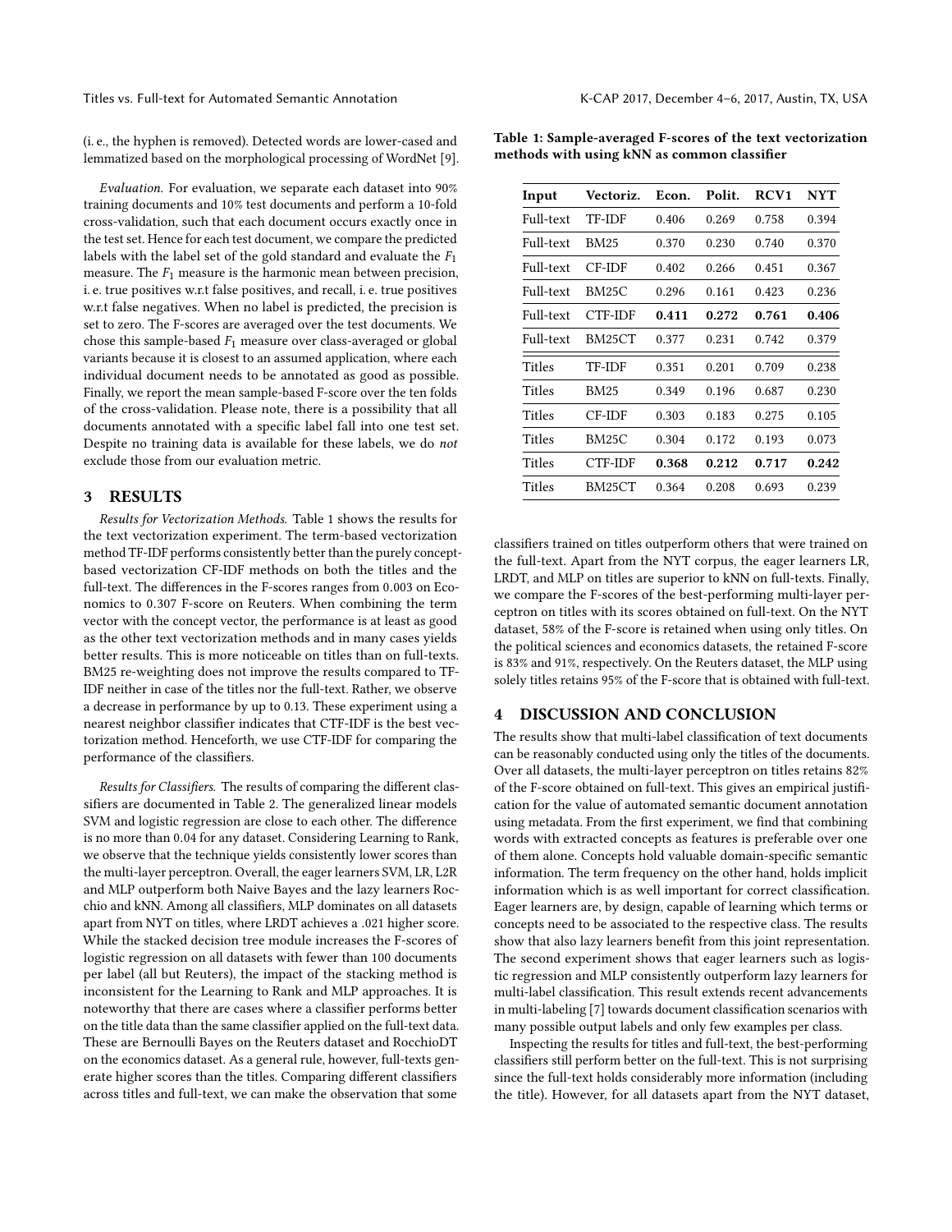(i. e., the hyphen is removed). Detected words are lower-cased and lemmatized based on the morphological processing of WordNet [9].

*Evaluation.* For evaluation, we separate each dataset into 90% training documents and 10% test documents and perform a 10-fold cross-validation, such that each document occurs exactly once in the test set. Hence for each test document, we compare the predicted labels with the label set of the gold standard and evaluate the $F_1$ measure. The $F_1$ measure is the harmonic mean between precision, i. e. true positives w.r.t false positives, and recall, i. e. true positives w.r.t false negatives. When no label is predicted, the precision is set to zero. The F-scores are averaged over the test documents. We chose this sample-based $F_1$ measure over class-averaged or global variants because it is closest to an assumed application, where each individual document needs to be annotated as good as possible. Finally, we report the mean sample-based F-score over the ten folds of the cross-validation. Please note, there is a possibility that all documents annotated with a specific label fall into one test set. Despite no training data is available for these labels, we do *not* exclude those from our evaluation metric.

## 3 RESULTS

*Results for Vectorization Methods.* Table 1 shows the results for the text vectorization experiment. The term-based vectorization method TF-IDF performs consistently better than the purely concept-based vectorization CF-IDF methods on both the titles and the full-text. The differences in the F-scores ranges from 0.003 on Economics to 0.307 F-score on Reuters. When combining the term vector with the concept vector, the performance is at least as good as the other text vectorization methods and in many cases yields better results. This is more noticeable on titles than on full-texts. BM25 re-weighting does not improve the results compared to TF-IDF neither in case of the titles nor the full-text. Rather, we observe a decrease in performance by up to 0.13. These experiment using a nearest neighbor classifier indicates that CTF-IDF is the best vectorization method. Henceforth, we use CTF-IDF for comparing the performance of the classifiers.

*Results for Classifiers.* The results of comparing the different classifiers are documented in Table 2. The generalized linear models SVM and logistic regression are close to each other. The difference is no more than 0.04 for any dataset. Considering Learning to Rank, we observe that the technique yields consistently lower scores than the multi-layer perceptron. Overall, the eager learners SVM, LR, L2R and MLP outperform both Naive Bayes and the lazy learners Rocchio and kNN. Among all classifiers, MLP dominates on all datasets apart from NYT on titles, where LRDT achieves a .021 higher score. While the stacked decision tree module increases the F-scores of logistic regression on all datasets with fewer than 100 documents per label (all but Reuters), the impact of the stacking method is inconsistent for the Learning to Rank and MLP approaches. It is noteworthy that there are cases where a classifier performs better on the title data than the same classifier applied on the full-text data. These are Bernoulli Bayes on the Reuters dataset and RocchioDT on the economics dataset. As a general rule, however, full-texts generate higher scores than the titles. Comparing different classifiers across titles and full-text, we can make the observation that some

**Table 1: Sample-averaged F-scores of the text vectorization methods with using kNN as common classifier**

| Input | Vectoriz. | Econ. | Polit. | RCV1 | NYT |
|---|---|---|---|---|---|
| Full-text | TF-IDF | 0.406 | 0.269 | 0.758 | 0.394 |
| Full-text | BM25 | 0.370 | 0.230 | 0.740 | 0.370 |
| Full-text | CF-IDF | 0.402 | 0.266 | 0.451 | 0.367 |
| Full-text | BM25C | 0.296 | 0.161 | 0.423 | 0.236 |
| Full-text | CTF-IDF | **0.411** | **0.272** | **0.761** | **0.406** |
| Full-text | BM25CT | 0.377 | 0.231 | 0.742 | 0.379 |
| Titles | TF-IDF | 0.351 | 0.201 | 0.709 | 0.238 |
| Titles | BM25 | 0.349 | 0.196 | 0.687 | 0.230 |
| Titles | CF-IDF | 0.303 | 0.183 | 0.275 | 0.105 |
| Titles | BM25C | 0.304 | 0.172 | 0.193 | 0.073 |
| Titles | CTF-IDF | **0.368** | **0.212** | **0.717** | **0.242** |
| Titles | BM25CT | 0.364 | 0.208 | 0.693 | 0.239 |

classifiers trained on titles outperform others that were trained on the full-text. Apart from the NYT corpus, the eager learners LR, LRDT, and MLP on titles are superior to kNN on full-texts. Finally, we compare the F-scores of the best-performing multi-layer perceptron on titles with its scores obtained on full-text. On the NYT dataset, 58% of the F-score is retained when using only titles. On the political sciences and economics datasets, the retained F-score is 83% and 91%, respectively. On the Reuters dataset, the MLP using solely titles retains 95% of the F-score that is obtained with full-text.

## 4 DISCUSSION AND CONCLUSION

The results show that multi-label classification of text documents can be reasonably conducted using only the titles of the documents. Over all datasets, the multi-layer perceptron on titles retains 82% of the F-score obtained on full-text. This gives an empirical justification for the value of automated semantic document annotation using metadata. From the first experiment, we find that combining words with extracted concepts as features is preferable over one of them alone. Concepts hold valuable domain-specific semantic information. The term frequency on the other hand, holds implicit information which is as well important for correct classification. Eager learners are, by design, capable of learning which terms or concepts need to be associated to the respective class. The results show that also lazy learners benefit from this joint representation. The second experiment shows that eager learners such as logistic regression and MLP consistently outperform lazy learners for multi-label classification. This result extends recent advancements in multi-labeling [7] towards document classification scenarios with many possible output labels and only few examples per class.

Inspecting the results for titles and full-text, the best-performing classifiers still perform better on the full-text. This is not surprising since the full-text holds considerably more information (including the title). However, for all datasets apart from the NYT dataset,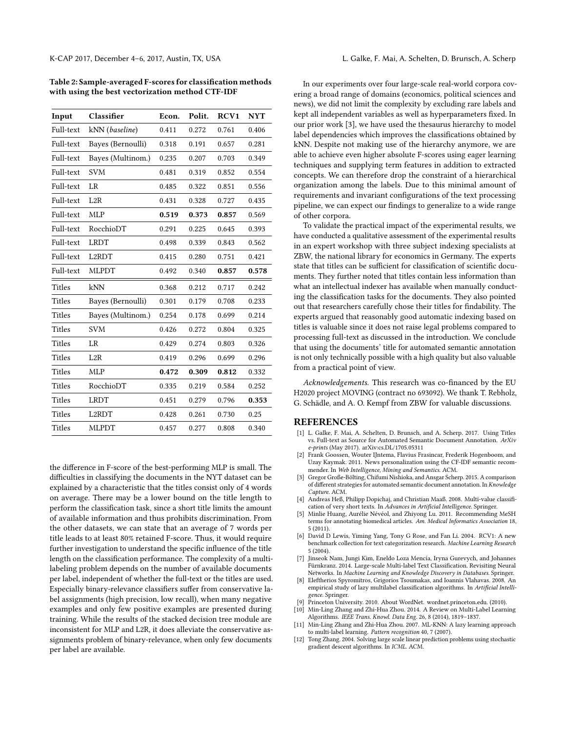**Table 2: Sample-averaged F-scores for classification methods with using the best vectorization method CTF-IDF**

| Input | Classifier | Econ. | Polit. | RCV1 | NYT |
| --- | --- | --- | --- | --- | --- |
| Full-text | kNN (*baseline*) | 0.411 | 0.272 | 0.761 | 0.406 |
| Full-text | Bayes (Bernoulli) | 0.318 | 0.191 | 0.657 | 0.281 |
| Full-text | Bayes (Multinom.) | 0.235 | 0.207 | 0.703 | 0.349 |
| Full-text | SVM | 0.481 | 0.319 | 0.852 | 0.554 |
| Full-text | LR | 0.485 | 0.322 | 0.851 | 0.556 |
| Full-text | L2R | 0.431 | 0.328 | 0.727 | 0.435 |
| Full-text | MLP | **0.519** | **0.373** | **0.857** | 0.569 |
| Full-text | RocchioDT | 0.291 | 0.225 | 0.645 | 0.393 |
| Full-text | LRDT | 0.498 | 0.339 | 0.843 | 0.562 |
| Full-text | L2RDT | 0.415 | 0.280 | 0.751 | 0.421 |
| Full-text | MLPDT | 0.492 | 0.340 | **0.857** | **0.578** |
| Titles | kNN | 0.368 | 0.212 | 0.717 | 0.242 |
| Titles | Bayes (Bernoulli) | 0.301 | 0.179 | 0.708 | 0.233 |
| Titles | Bayes (Multinom.) | 0.254 | 0.178 | 0.699 | 0.214 |
| Titles | SVM | 0.426 | 0.272 | 0.804 | 0.325 |
| Titles | LR | 0.429 | 0.274 | 0.803 | 0.326 |
| Titles | L2R | 0.419 | 0.296 | 0.699 | 0.296 |
| Titles | MLP | **0.472** | **0.309** | **0.812** | 0.332 |
| Titles | RocchioDT | 0.335 | 0.219 | 0.584 | 0.252 |
| Titles | LRDT | 0.451 | 0.279 | 0.796 | **0.353** |
| Titles | L2RDT | 0.428 | 0.261 | 0.730 | 0.25 |
| Titles | MLPDT | 0.457 | 0.277 | 0.808 | 0.340 |

the difference in F-score of the best-performing MLP is small. The difficulties in classifying the documents in the NYT dataset can be explained by a characteristic that the titles consist only of 4 words on average. There may be a lower bound on the title length to perform the classification task, since a short title limits the amount of available information and thus prohibits discrimination. From the other datasets, we can state that an average of 7 words per title leads to at least 80% retained F-score. Thus, it would require further investigation to understand the specific influence of the title length on the classification performance. The complexity of a multi-labeling problem depends on the number of available documents per label, independent of whether the full-text or the titles are used. Especially binary-relevance classifiers suffer from conservative label assignments (high precision, low recall), when many negative examples and only few positive examples are presented during training. While the results of the stacked decision tree module are inconsistent for MLP and L2R, it does alleviate the conservative assignments problem of binary-relevance, when only few documents per label are available.

In our experiments over four large-scale real-world corpora covering a broad range of domains (economics, political sciences and news), we did not limit the complexity by excluding rare labels and kept all independent variables as well as hyperparameters fixed. In our prior work [3], we have used the thesaurus hierarchy to model label dependencies which improves the classifications obtained by kNN. Despite not making use of the hierarchy anymore, we are able to achieve even higher absolute F-scores using eager learning techniques and supplying term features in addition to extracted concepts. We can therefore drop the constraint of a hierarchical organization among the labels. Due to this minimal amount of requirements and invariant configurations of the text processing pipeline, we can expect our findings to generalize to a wide range of other corpora.

To validate the practical impact of the experimental results, we have conducted a qualitative assessment of the experimental results in an expert workshop with three subject indexing specialists at ZBW, the national library for economics in Germany. The experts state that titles can be sufficient for classification of scientific documents. They further noted that titles contain less information than what an intellectual indexer has available when manually conducting the classification tasks for the documents. They also pointed out that researchers carefully chose their titles for findability. The experts argued that reasonably good automatic indexing based on titles is valuable since it does not raise legal problems compared to processing full-text as discussed in the introduction. We conclude that using the documents' title for automated semantic annotation is not only technically possible with a high quality but also valuable from a practical point of view.

*Acknowledgements.* This research was co-financed by the EU H2020 project MOVING (contract no 693092). We thank T. Rebholz, G. Schädle, and A. O. Kempf from ZBW for valuable discussions.

## REFERENCES

[1] L. Galke, F. Mai, A. Schelten, D. Brunsch, and A. Scherp. 2017. Using Titles vs. Full-text as Source for Automated Semantic Document Annotation. *ArXiv e-prints* (May 2017). arXiv:cs.DL/1705.05311

[2] Frank Goossen, Wouter IJntema, Flavius Frasincar, Frederik Hogenboom, and Uzay Kaymak. 2011. News personalization using the CF-IDF semantic recommender. In *Web Intelligence, Mining and Semantics*. ACM.

[3] Gregor Große-Bölting, Chifumi Nishioka, and Ansgar Scherp. 2015. A comparison of different strategies for automated semantic document annotation. In *Knowledge Capture*. ACM.

[4] Andreas Heß, Philipp Dopichaj, and Christian Maaß. 2008. Multi-value classification of very short texts. In *Advances in Artificial Intelligence*. Springer.

[5] Minlie Huang, Aurélie Névéol, and Zhiyong Lu. 2011. Recommending MeSH terms for annotating biomedical articles. *Am. Medical Informatics Association* 18, 5 (2011).

[6] David D Lewis, Yiming Yang, Tony G Rose, and Fan Li. 2004. RCV1: A new benchmark collection for text categorization research. *Machine Learning Research* 5 (2004).

[7] Jinseok Nam, Jungi Kim, Eneldo Loza Mencía, Iryna Gurevych, and Johannes Fürnkranz. 2014. Large-scale Multi-label Text Classification. Revisiting Neural Networks. In *Machine Learning and Knowledge Discovery in Databases*. Springer.

[8] Eleftherios Spyromitros, Grigorios Tsoumakas, and Ioannis Vlahavas. 2008. An empirical study of lazy multilabel classification algorithms. In *Artificial Intelligence*. Springer.

[9] Princeton University. 2010. About WordNet. wordnet.princeton.edu. (2010).

[10] Min-Ling Zhang and Zhi-Hua Zhou. 2014. A Review on Multi-Label Learning Algorithms. *IEEE Trans. Knowl. Data Eng.* 26, 8 (2014), 1819–1837.

[11] Min-Ling Zhang and Zhi-Hua Zhou. 2007. ML-KNN: A lazy learning approach to multi-label learning. *Pattern recognition* 40, 7 (2007).

[12] Tong Zhang. 2004. Solving large scale linear prediction problems using stochastic gradient descent algorithms. In *ICML*. ACM.